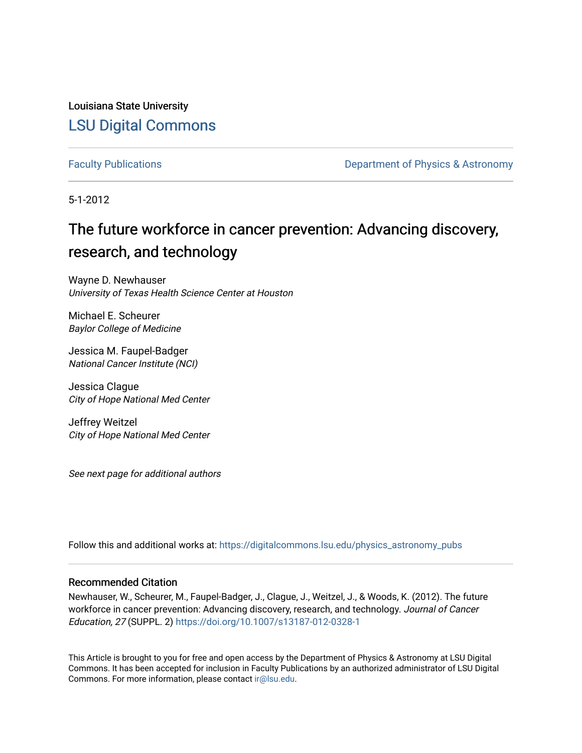Louisiana State University

## LSU Digital Commons

Faculty Publications — Department of Physics & Astronomy

5-1-2012

# The future workforce in cancer prevention: Advancing discovery, research, and technology

Wayne D. Newhauser
*University of Texas Health Science Center at Houston*

Michael E. Scheurer
*Baylor College of Medicine*

Jessica M. Faupel-Badger
*National Cancer Institute (NCI)*

Jessica Clague
*City of Hope National Med Center*

Jeffrey Weitzel
*City of Hope National Med Center*

*See next page for additional authors*

Follow this and additional works at: https://digitalcommons.lsu.edu/physics_astronomy_pubs

### Recommended Citation

Newhauser, W., Scheurer, M., Faupel-Badger, J., Clague, J., Weitzel, J., & Woods, K. (2012). The future workforce in cancer prevention: Advancing discovery, research, and technology. *Journal of Cancer Education, 27* (SUPPL. 2) https://doi.org/10.1007/s13187-012-0328-1

This Article is brought to you for free and open access by the Department of Physics & Astronomy at LSU Digital Commons. It has been accepted for inclusion in Faculty Publications by an authorized administrator of LSU Digital Commons. For more information, please contact ir@lsu.edu.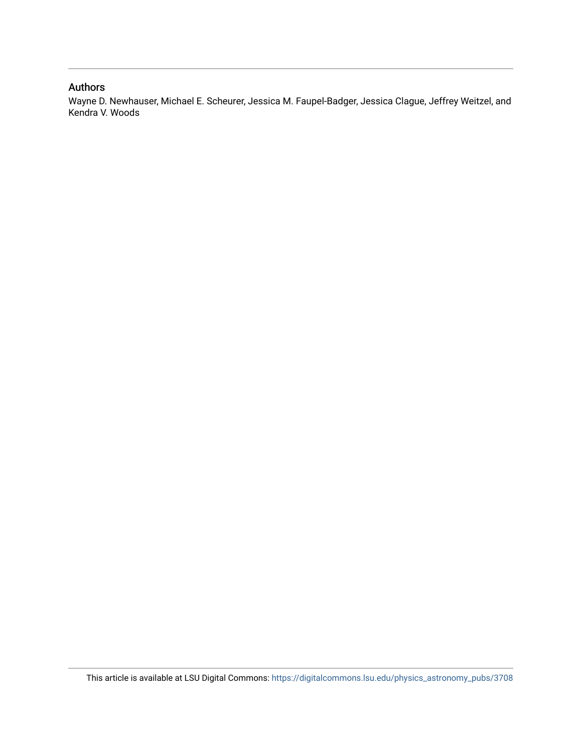## Authors

Wayne D. Newhauser, Michael E. Scheurer, Jessica M. Faupel-Badger, Jessica Clague, Jeffrey Weitzel, and Kendra V. Woods

This article is available at LSU Digital Commons: https://digitalcommons.lsu.edu/physics_astronomy_pubs/3708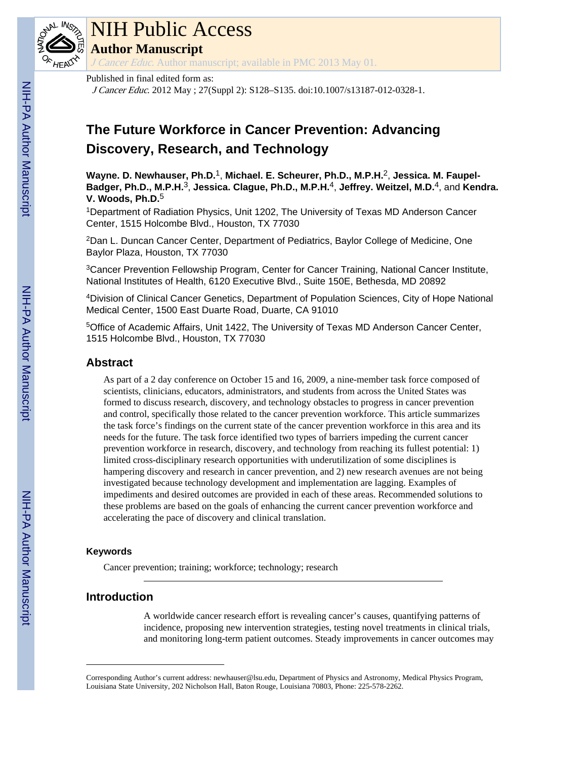# The Future Workforce in Cancer Prevention: Advancing Discovery, Research, and Technology

**Wayne. D. Newhauser, Ph.D.**[1], **Michael. E. Scheurer, Ph.D., M.P.H.**[2], **Jessica. M. Faupel-Badger, Ph.D., M.P.H.**[3], **Jessica. Clague, Ph.D., M.P.H.**[4], **Jeffrey. Weitzel, M.D.**[4], and **Kendra. V. Woods, Ph.D.**[5]

[1]Department of Radiation Physics, Unit 1202, The University of Texas MD Anderson Cancer Center, 1515 Holcombe Blvd., Houston, TX 77030

[2]Dan L. Duncan Cancer Center, Department of Pediatrics, Baylor College of Medicine, One Baylor Plaza, Houston, TX 77030

[3]Cancer Prevention Fellowship Program, Center for Cancer Training, National Cancer Institute, National Institutes of Health, 6120 Executive Blvd., Suite 150E, Bethesda, MD 20892

[4]Division of Clinical Cancer Genetics, Department of Population Sciences, City of Hope National Medical Center, 1500 East Duarte Road, Duarte, CA 91010

[5]Office of Academic Affairs, Unit 1422, The University of Texas MD Anderson Cancer Center, 1515 Holcombe Blvd., Houston, TX 77030

## Abstract

As part of a 2 day conference on October 15 and 16, 2009, a nine-member task force composed of scientists, clinicians, educators, administrators, and students from across the United States was formed to discuss research, discovery, and technology obstacles to progress in cancer prevention and control, specifically those related to the cancer prevention workforce. This article summarizes the task force's findings on the current state of the cancer prevention workforce in this area and its needs for the future. The task force identified two types of barriers impeding the current cancer prevention workforce in research, discovery, and technology from reaching its fullest potential: 1) limited cross-disciplinary research opportunities with underutilization of some disciplines is hampering discovery and research in cancer prevention, and 2) new research avenues are not being investigated because technology development and implementation are lagging. Examples of impediments and desired outcomes are provided in each of these areas. Recommended solutions to these problems are based on the goals of enhancing the current cancer prevention workforce and accelerating the pace of discovery and clinical translation.

### Keywords

Cancer prevention; training; workforce; technology; research

## Introduction

A worldwide cancer research effort is revealing cancer's causes, quantifying patterns of incidence, proposing new intervention strategies, testing novel treatments in clinical trials, and monitoring long-term patient outcomes. Steady improvements in cancer outcomes may

---

Corresponding Author's current address: newhauser@lsu.edu, Department of Physics and Astronomy, Medical Physics Program, Louisiana State University, 202 Nicholson Hall, Baton Rouge, Louisiana 70803, Phone: 225-578-2262.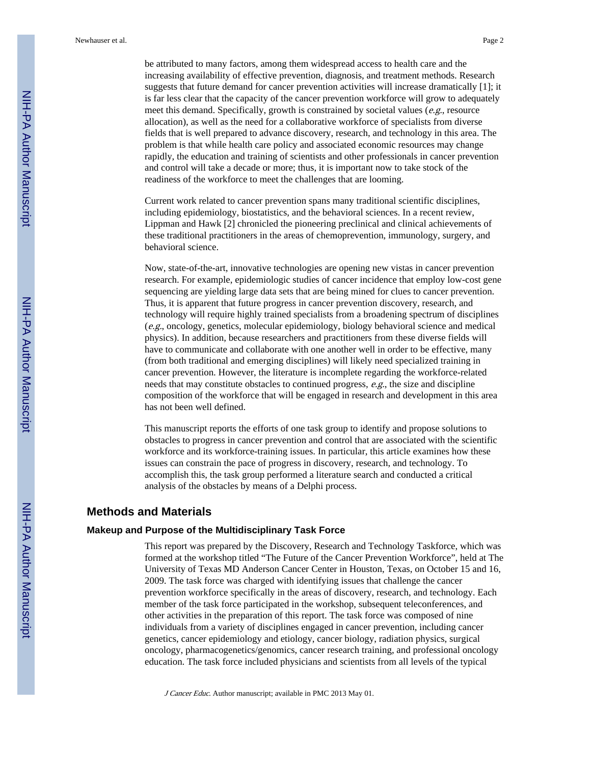be attributed to many factors, among them widespread access to health care and the increasing availability of effective prevention, diagnosis, and treatment methods. Research suggests that future demand for cancer prevention activities will increase dramatically [1]; it is far less clear that the capacity of the cancer prevention workforce will grow to adequately meet this demand. Specifically, growth is constrained by societal values (*e.g.*, resource allocation), as well as the need for a collaborative workforce of specialists from diverse fields that is well prepared to advance discovery, research, and technology in this area. The problem is that while health care policy and associated economic resources may change rapidly, the education and training of scientists and other professionals in cancer prevention and control will take a decade or more; thus, it is important now to take stock of the readiness of the workforce to meet the challenges that are looming.

Current work related to cancer prevention spans many traditional scientific disciplines, including epidemiology, biostatistics, and the behavioral sciences. In a recent review, Lippman and Hawk [2] chronicled the pioneering preclinical and clinical achievements of these traditional practitioners in the areas of chemoprevention, immunology, surgery, and behavioral science.

Now, state-of-the-art, innovative technologies are opening new vistas in cancer prevention research. For example, epidemiologic studies of cancer incidence that employ low-cost gene sequencing are yielding large data sets that are being mined for clues to cancer prevention. Thus, it is apparent that future progress in cancer prevention discovery, research, and technology will require highly trained specialists from a broadening spectrum of disciplines (*e.g.*, oncology, genetics, molecular epidemiology, biology behavioral science and medical physics). In addition, because researchers and practitioners from these diverse fields will have to communicate and collaborate with one another well in order to be effective, many (from both traditional and emerging disciplines) will likely need specialized training in cancer prevention. However, the literature is incomplete regarding the workforce-related needs that may constitute obstacles to continued progress, *e.g.*, the size and discipline composition of the workforce that will be engaged in research and development in this area has not been well defined.

This manuscript reports the efforts of one task group to identify and propose solutions to obstacles to progress in cancer prevention and control that are associated with the scientific workforce and its workforce-training issues. In particular, this article examines how these issues can constrain the pace of progress in discovery, research, and technology. To accomplish this, the task group performed a literature search and conducted a critical analysis of the obstacles by means of a Delphi process.

## Methods and Materials

### Makeup and Purpose of the Multidisciplinary Task Force

This report was prepared by the Discovery, Research and Technology Taskforce, which was formed at the workshop titled "The Future of the Cancer Prevention Workforce", held at The University of Texas MD Anderson Cancer Center in Houston, Texas, on October 15 and 16, 2009. The task force was charged with identifying issues that challenge the cancer prevention workforce specifically in the areas of discovery, research, and technology. Each member of the task force participated in the workshop, subsequent teleconferences, and other activities in the preparation of this report. The task force was composed of nine individuals from a variety of disciplines engaged in cancer prevention, including cancer genetics, cancer epidemiology and etiology, cancer biology, radiation physics, surgical oncology, pharmacogenetics/genomics, cancer research training, and professional oncology education. The task force included physicians and scientists from all levels of the typical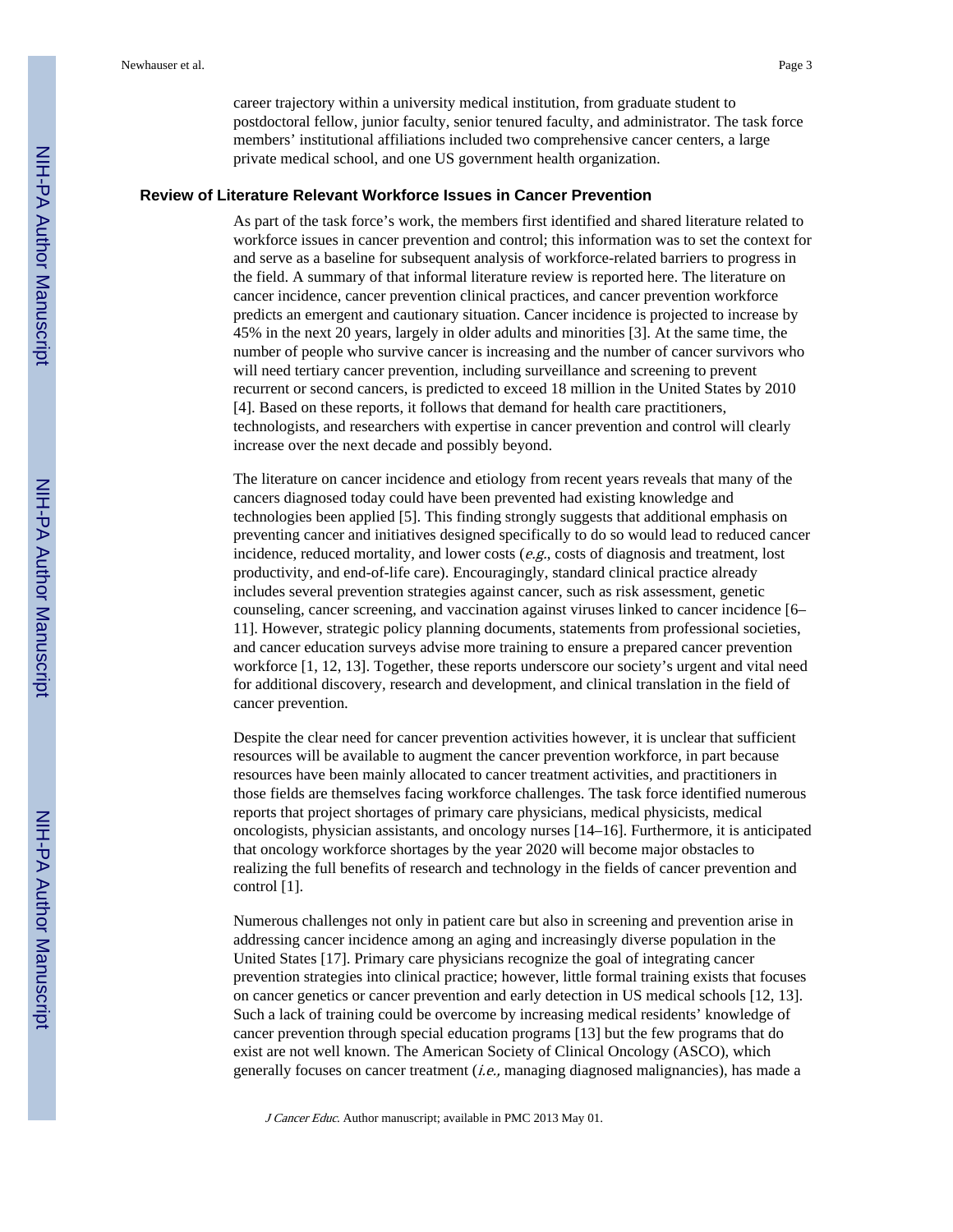career trajectory within a university medical institution, from graduate student to postdoctoral fellow, junior faculty, senior tenured faculty, and administrator. The task force members' institutional affiliations included two comprehensive cancer centers, a large private medical school, and one US government health organization.

## Review of Literature Relevant Workforce Issues in Cancer Prevention

As part of the task force's work, the members first identified and shared literature related to workforce issues in cancer prevention and control; this information was to set the context for and serve as a baseline for subsequent analysis of workforce-related barriers to progress in the field. A summary of that informal literature review is reported here. The literature on cancer incidence, cancer prevention clinical practices, and cancer prevention workforce predicts an emergent and cautionary situation. Cancer incidence is projected to increase by 45% in the next 20 years, largely in older adults and minorities [3]. At the same time, the number of people who survive cancer is increasing and the number of cancer survivors who will need tertiary cancer prevention, including surveillance and screening to prevent recurrent or second cancers, is predicted to exceed 18 million in the United States by 2010 [4]. Based on these reports, it follows that demand for health care practitioners, technologists, and researchers with expertise in cancer prevention and control will clearly increase over the next decade and possibly beyond.

The literature on cancer incidence and etiology from recent years reveals that many of the cancers diagnosed today could have been prevented had existing knowledge and technologies been applied [5]. This finding strongly suggests that additional emphasis on preventing cancer and initiatives designed specifically to do so would lead to reduced cancer incidence, reduced mortality, and lower costs (*e.g.*, costs of diagnosis and treatment, lost productivity, and end-of-life care). Encouragingly, standard clinical practice already includes several prevention strategies against cancer, such as risk assessment, genetic counseling, cancer screening, and vaccination against viruses linked to cancer incidence [6–11]. However, strategic policy planning documents, statements from professional societies, and cancer education surveys advise more training to ensure a prepared cancer prevention workforce [1, 12, 13]. Together, these reports underscore our society's urgent and vital need for additional discovery, research and development, and clinical translation in the field of cancer prevention.

Despite the clear need for cancer prevention activities however, it is unclear that sufficient resources will be available to augment the cancer prevention workforce, in part because resources have been mainly allocated to cancer treatment activities, and practitioners in those fields are themselves facing workforce challenges. The task force identified numerous reports that project shortages of primary care physicians, medical physicists, medical oncologists, physician assistants, and oncology nurses [14–16]. Furthermore, it is anticipated that oncology workforce shortages by the year 2020 will become major obstacles to realizing the full benefits of research and technology in the fields of cancer prevention and control [1].

Numerous challenges not only in patient care but also in screening and prevention arise in addressing cancer incidence among an aging and increasingly diverse population in the United States [17]. Primary care physicians recognize the goal of integrating cancer prevention strategies into clinical practice; however, little formal training exists that focuses on cancer genetics or cancer prevention and early detection in US medical schools [12, 13]. Such a lack of training could be overcome by increasing medical residents' knowledge of cancer prevention through special education programs [13] but the few programs that do exist are not well known. The American Society of Clinical Oncology (ASCO), which generally focuses on cancer treatment (*i.e.,* managing diagnosed malignancies), has made a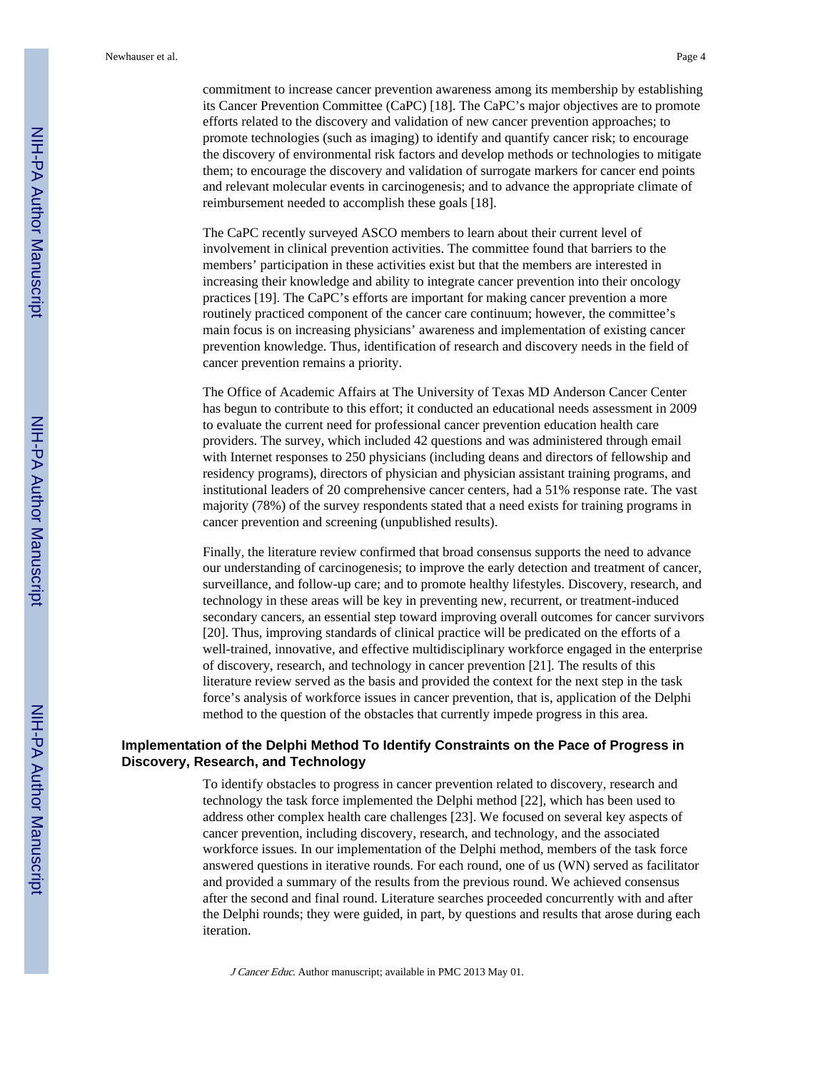commitment to increase cancer prevention awareness among its membership by establishing its Cancer Prevention Committee (CaPC) [18]. The CaPC's major objectives are to promote efforts related to the discovery and validation of new cancer prevention approaches; to promote technologies (such as imaging) to identify and quantify cancer risk; to encourage the discovery of environmental risk factors and develop methods or technologies to mitigate them; to encourage the discovery and validation of surrogate markers for cancer end points and relevant molecular events in carcinogenesis; and to advance the appropriate climate of reimbursement needed to accomplish these goals [18].

The CaPC recently surveyed ASCO members to learn about their current level of involvement in clinical prevention activities. The committee found that barriers to the members' participation in these activities exist but that the members are interested in increasing their knowledge and ability to integrate cancer prevention into their oncology practices [19]. The CaPC's efforts are important for making cancer prevention a more routinely practiced component of the cancer care continuum; however, the committee's main focus is on increasing physicians' awareness and implementation of existing cancer prevention knowledge. Thus, identification of research and discovery needs in the field of cancer prevention remains a priority.

The Office of Academic Affairs at The University of Texas MD Anderson Cancer Center has begun to contribute to this effort; it conducted an educational needs assessment in 2009 to evaluate the current need for professional cancer prevention education health care providers. The survey, which included 42 questions and was administered through email with Internet responses to 250 physicians (including deans and directors of fellowship and residency programs), directors of physician and physician assistant training programs, and institutional leaders of 20 comprehensive cancer centers, had a 51% response rate. The vast majority (78%) of the survey respondents stated that a need exists for training programs in cancer prevention and screening (unpublished results).

Finally, the literature review confirmed that broad consensus supports the need to advance our understanding of carcinogenesis; to improve the early detection and treatment of cancer, surveillance, and follow-up care; and to promote healthy lifestyles. Discovery, research, and technology in these areas will be key in preventing new, recurrent, or treatment-induced secondary cancers, an essential step toward improving overall outcomes for cancer survivors [20]. Thus, improving standards of clinical practice will be predicated on the efforts of a well-trained, innovative, and effective multidisciplinary workforce engaged in the enterprise of discovery, research, and technology in cancer prevention [21]. The results of this literature review served as the basis and provided the context for the next step in the task force's analysis of workforce issues in cancer prevention, that is, application of the Delphi method to the question of the obstacles that currently impede progress in this area.

## Implementation of the Delphi Method To Identify Constraints on the Pace of Progress in Discovery, Research, and Technology

To identify obstacles to progress in cancer prevention related to discovery, research and technology the task force implemented the Delphi method [22], which has been used to address other complex health care challenges [23]. We focused on several key aspects of cancer prevention, including discovery, research, and technology, and the associated workforce issues. In our implementation of the Delphi method, members of the task force answered questions in iterative rounds. For each round, one of us (WN) served as facilitator and provided a summary of the results from the previous round. We achieved consensus after the second and final round. Literature searches proceeded concurrently with and after the Delphi rounds; they were guided, in part, by questions and results that arose during each iteration.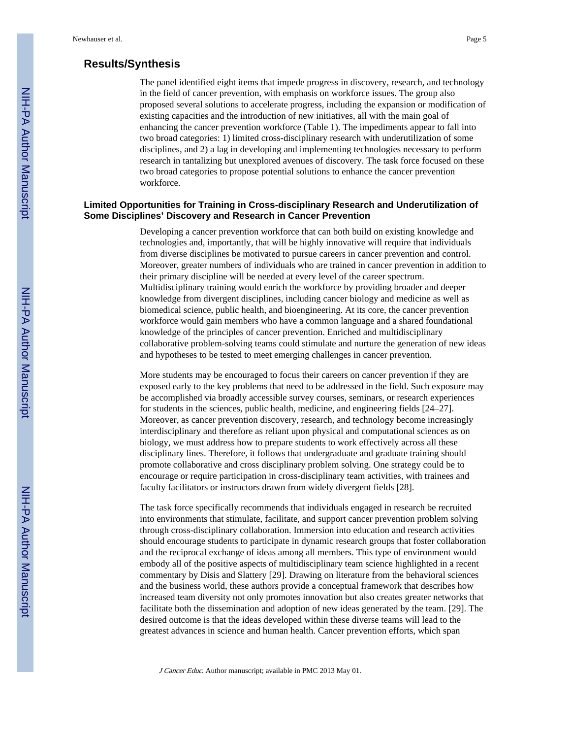## Results/Synthesis

The panel identified eight items that impede progress in discovery, research, and technology in the field of cancer prevention, with emphasis on workforce issues. The group also proposed several solutions to accelerate progress, including the expansion or modification of existing capacities and the introduction of new initiatives, all with the main goal of enhancing the cancer prevention workforce (Table 1). The impediments appear to fall into two broad categories: 1) limited cross-disciplinary research with underutilization of some disciplines, and 2) a lag in developing and implementing technologies necessary to perform research in tantalizing but unexplored avenues of discovery. The task force focused on these two broad categories to propose potential solutions to enhance the cancer prevention workforce.

### Limited Opportunities for Training in Cross-disciplinary Research and Underutilization of Some Disciplines' Discovery and Research in Cancer Prevention

Developing a cancer prevention workforce that can both build on existing knowledge and technologies and, importantly, that will be highly innovative will require that individuals from diverse disciplines be motivated to pursue careers in cancer prevention and control. Moreover, greater numbers of individuals who are trained in cancer prevention in addition to their primary discipline will be needed at every level of the career spectrum. Multidisciplinary training would enrich the workforce by providing broader and deeper knowledge from divergent disciplines, including cancer biology and medicine as well as biomedical science, public health, and bioengineering. At its core, the cancer prevention workforce would gain members who have a common language and a shared foundational knowledge of the principles of cancer prevention. Enriched and multidisciplinary collaborative problem-solving teams could stimulate and nurture the generation of new ideas and hypotheses to be tested to meet emerging challenges in cancer prevention.

More students may be encouraged to focus their careers on cancer prevention if they are exposed early to the key problems that need to be addressed in the field. Such exposure may be accomplished via broadly accessible survey courses, seminars, or research experiences for students in the sciences, public health, medicine, and engineering fields [24–27]. Moreover, as cancer prevention discovery, research, and technology become increasingly interdisciplinary and therefore as reliant upon physical and computational sciences as on biology, we must address how to prepare students to work effectively across all these disciplinary lines. Therefore, it follows that undergraduate and graduate training should promote collaborative and cross disciplinary problem solving. One strategy could be to encourage or require participation in cross-disciplinary team activities, with trainees and faculty facilitators or instructors drawn from widely divergent fields [28].

The task force specifically recommends that individuals engaged in research be recruited into environments that stimulate, facilitate, and support cancer prevention problem solving through cross-disciplinary collaboration. Immersion into education and research activities should encourage students to participate in dynamic research groups that foster collaboration and the reciprocal exchange of ideas among all members. This type of environment would embody all of the positive aspects of multidisciplinary team science highlighted in a recent commentary by Disis and Slattery [29]. Drawing on literature from the behavioral sciences and the business world, these authors provide a conceptual framework that describes how increased team diversity not only promotes innovation but also creates greater networks that facilitate both the dissemination and adoption of new ideas generated by the team. [29]. The desired outcome is that the ideas developed within these diverse teams will lead to the greatest advances in science and human health. Cancer prevention efforts, which span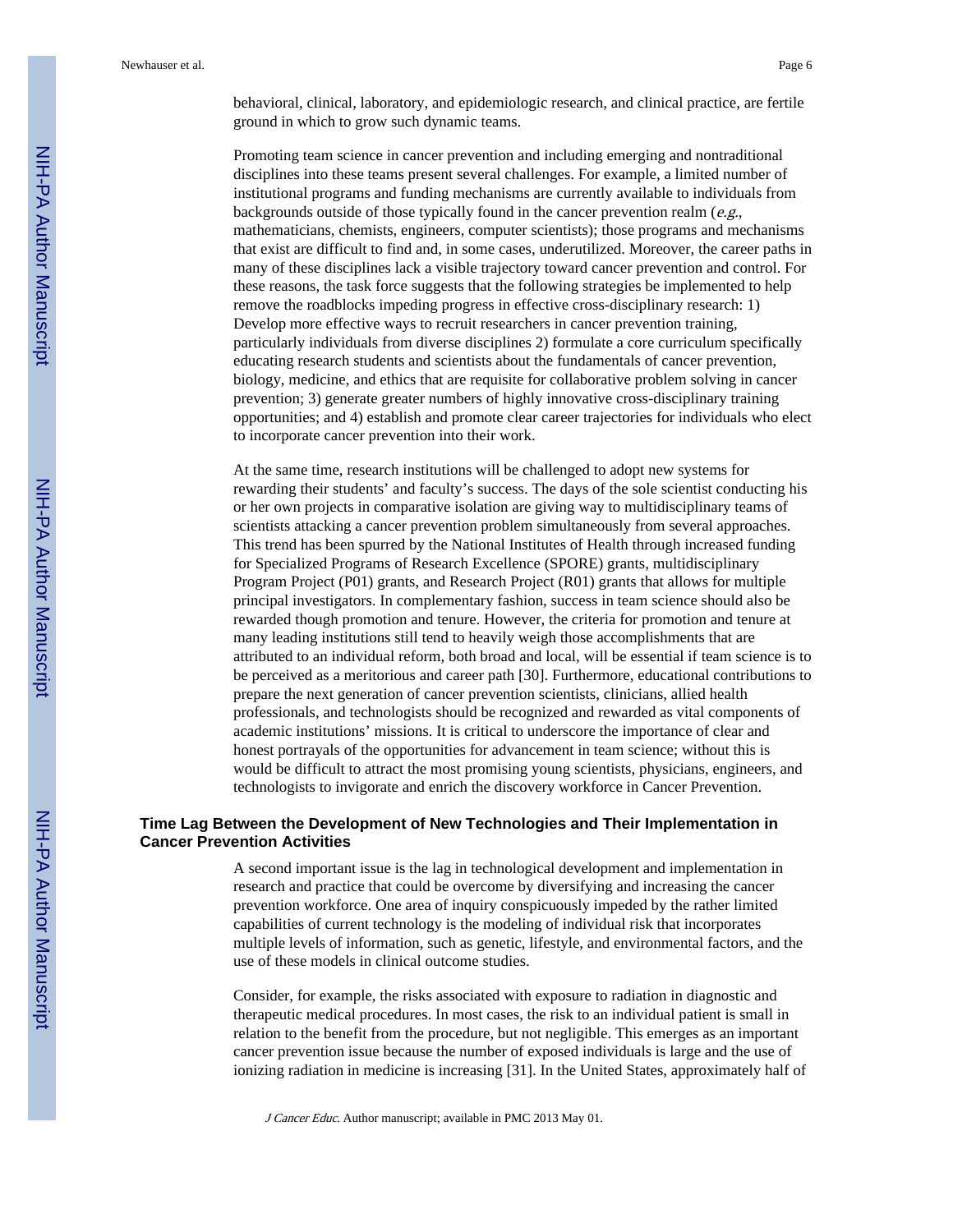behavioral, clinical, laboratory, and epidemiologic research, and clinical practice, are fertile ground in which to grow such dynamic teams.

Promoting team science in cancer prevention and including emerging and nontraditional disciplines into these teams present several challenges. For example, a limited number of institutional programs and funding mechanisms are currently available to individuals from backgrounds outside of those typically found in the cancer prevention realm (*e.g.*, mathematicians, chemists, engineers, computer scientists); those programs and mechanisms that exist are difficult to find and, in some cases, underutilized. Moreover, the career paths in many of these disciplines lack a visible trajectory toward cancer prevention and control. For these reasons, the task force suggests that the following strategies be implemented to help remove the roadblocks impeding progress in effective cross-disciplinary research: 1) Develop more effective ways to recruit researchers in cancer prevention training, particularly individuals from diverse disciplines 2) formulate a core curriculum specifically educating research students and scientists about the fundamentals of cancer prevention, biology, medicine, and ethics that are requisite for collaborative problem solving in cancer prevention; 3) generate greater numbers of highly innovative cross-disciplinary training opportunities; and 4) establish and promote clear career trajectories for individuals who elect to incorporate cancer prevention into their work.

At the same time, research institutions will be challenged to adopt new systems for rewarding their students' and faculty's success. The days of the sole scientist conducting his or her own projects in comparative isolation are giving way to multidisciplinary teams of scientists attacking a cancer prevention problem simultaneously from several approaches. This trend has been spurred by the National Institutes of Health through increased funding for Specialized Programs of Research Excellence (SPORE) grants, multidisciplinary Program Project (P01) grants, and Research Project (R01) grants that allows for multiple principal investigators. In complementary fashion, success in team science should also be rewarded though promotion and tenure. However, the criteria for promotion and tenure at many leading institutions still tend to heavily weigh those accomplishments that are attributed to an individual reform, both broad and local, will be essential if team science is to be perceived as a meritorious and career path [30]. Furthermore, educational contributions to prepare the next generation of cancer prevention scientists, clinicians, allied health professionals, and technologists should be recognized and rewarded as vital components of academic institutions' missions. It is critical to underscore the importance of clear and honest portrayals of the opportunities for advancement in team science; without this is would be difficult to attract the most promising young scientists, physicians, engineers, and technologists to invigorate and enrich the discovery workforce in Cancer Prevention.

## Time Lag Between the Development of New Technologies and Their Implementation in Cancer Prevention Activities

A second important issue is the lag in technological development and implementation in research and practice that could be overcome by diversifying and increasing the cancer prevention workforce. One area of inquiry conspicuously impeded by the rather limited capabilities of current technology is the modeling of individual risk that incorporates multiple levels of information, such as genetic, lifestyle, and environmental factors, and the use of these models in clinical outcome studies.

Consider, for example, the risks associated with exposure to radiation in diagnostic and therapeutic medical procedures. In most cases, the risk to an individual patient is small in relation to the benefit from the procedure, but not negligible. This emerges as an important cancer prevention issue because the number of exposed individuals is large and the use of ionizing radiation in medicine is increasing [31]. In the United States, approximately half of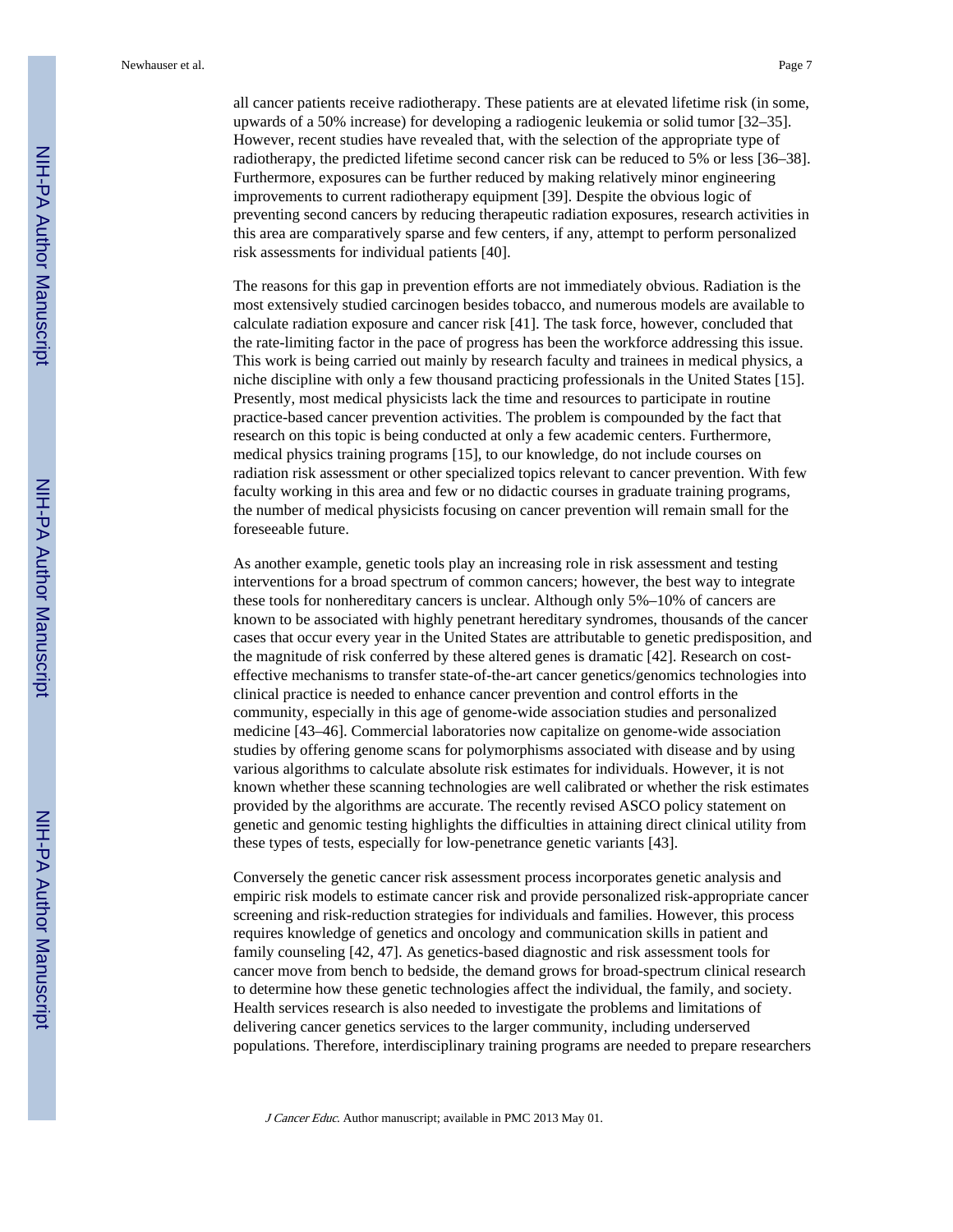all cancer patients receive radiotherapy. These patients are at elevated lifetime risk (in some, upwards of a 50% increase) for developing a radiogenic leukemia or solid tumor [32–35]. However, recent studies have revealed that, with the selection of the appropriate type of radiotherapy, the predicted lifetime second cancer risk can be reduced to 5% or less [36–38]. Furthermore, exposures can be further reduced by making relatively minor engineering improvements to current radiotherapy equipment [39]. Despite the obvious logic of preventing second cancers by reducing therapeutic radiation exposures, research activities in this area are comparatively sparse and few centers, if any, attempt to perform personalized risk assessments for individual patients [40].

The reasons for this gap in prevention efforts are not immediately obvious. Radiation is the most extensively studied carcinogen besides tobacco, and numerous models are available to calculate radiation exposure and cancer risk [41]. The task force, however, concluded that the rate-limiting factor in the pace of progress has been the workforce addressing this issue. This work is being carried out mainly by research faculty and trainees in medical physics, a niche discipline with only a few thousand practicing professionals in the United States [15]. Presently, most medical physicists lack the time and resources to participate in routine practice-based cancer prevention activities. The problem is compounded by the fact that research on this topic is being conducted at only a few academic centers. Furthermore, medical physics training programs [15], to our knowledge, do not include courses on radiation risk assessment or other specialized topics relevant to cancer prevention. With few faculty working in this area and few or no didactic courses in graduate training programs, the number of medical physicists focusing on cancer prevention will remain small for the foreseeable future.

As another example, genetic tools play an increasing role in risk assessment and testing interventions for a broad spectrum of common cancers; however, the best way to integrate these tools for nonhereditary cancers is unclear. Although only 5%–10% of cancers are known to be associated with highly penetrant hereditary syndromes, thousands of the cancer cases that occur every year in the United States are attributable to genetic predisposition, and the magnitude of risk conferred by these altered genes is dramatic [42]. Research on cost-effective mechanisms to transfer state-of-the-art cancer genetics/genomics technologies into clinical practice is needed to enhance cancer prevention and control efforts in the community, especially in this age of genome-wide association studies and personalized medicine [43–46]. Commercial laboratories now capitalize on genome-wide association studies by offering genome scans for polymorphisms associated with disease and by using various algorithms to calculate absolute risk estimates for individuals. However, it is not known whether these scanning technologies are well calibrated or whether the risk estimates provided by the algorithms are accurate. The recently revised ASCO policy statement on genetic and genomic testing highlights the difficulties in attaining direct clinical utility from these types of tests, especially for low-penetrance genetic variants [43].

Conversely the genetic cancer risk assessment process incorporates genetic analysis and empiric risk models to estimate cancer risk and provide personalized risk-appropriate cancer screening and risk-reduction strategies for individuals and families. However, this process requires knowledge of genetics and oncology and communication skills in patient and family counseling [42, 47]. As genetics-based diagnostic and risk assessment tools for cancer move from bench to bedside, the demand grows for broad-spectrum clinical research to determine how these genetic technologies affect the individual, the family, and society. Health services research is also needed to investigate the problems and limitations of delivering cancer genetics services to the larger community, including underserved populations. Therefore, interdisciplinary training programs are needed to prepare researchers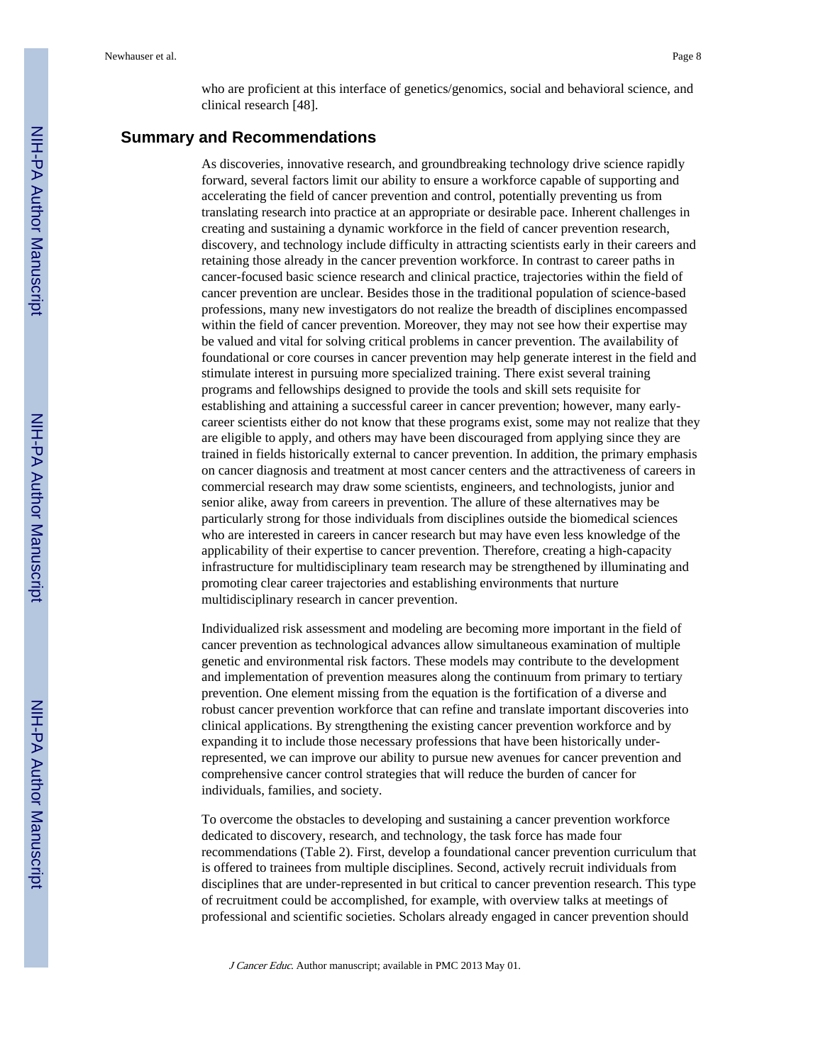who are proficient at this interface of genetics/genomics, social and behavioral science, and clinical research [48].

## Summary and Recommendations

As discoveries, innovative research, and groundbreaking technology drive science rapidly forward, several factors limit our ability to ensure a workforce capable of supporting and accelerating the field of cancer prevention and control, potentially preventing us from translating research into practice at an appropriate or desirable pace. Inherent challenges in creating and sustaining a dynamic workforce in the field of cancer prevention research, discovery, and technology include difficulty in attracting scientists early in their careers and retaining those already in the cancer prevention workforce. In contrast to career paths in cancer-focused basic science research and clinical practice, trajectories within the field of cancer prevention are unclear. Besides those in the traditional population of science-based professions, many new investigators do not realize the breadth of disciplines encompassed within the field of cancer prevention. Moreover, they may not see how their expertise may be valued and vital for solving critical problems in cancer prevention. The availability of foundational or core courses in cancer prevention may help generate interest in the field and stimulate interest in pursuing more specialized training. There exist several training programs and fellowships designed to provide the tools and skill sets requisite for establishing and attaining a successful career in cancer prevention; however, many early-career scientists either do not know that these programs exist, some may not realize that they are eligible to apply, and others may have been discouraged from applying since they are trained in fields historically external to cancer prevention. In addition, the primary emphasis on cancer diagnosis and treatment at most cancer centers and the attractiveness of careers in commercial research may draw some scientists, engineers, and technologists, junior and senior alike, away from careers in prevention. The allure of these alternatives may be particularly strong for those individuals from disciplines outside the biomedical sciences who are interested in careers in cancer research but may have even less knowledge of the applicability of their expertise to cancer prevention. Therefore, creating a high-capacity infrastructure for multidisciplinary team research may be strengthened by illuminating and promoting clear career trajectories and establishing environments that nurture multidisciplinary research in cancer prevention.

Individualized risk assessment and modeling are becoming more important in the field of cancer prevention as technological advances allow simultaneous examination of multiple genetic and environmental risk factors. These models may contribute to the development and implementation of prevention measures along the continuum from primary to tertiary prevention. One element missing from the equation is the fortification of a diverse and robust cancer prevention workforce that can refine and translate important discoveries into clinical applications. By strengthening the existing cancer prevention workforce and by expanding it to include those necessary professions that have been historically under-represented, we can improve our ability to pursue new avenues for cancer prevention and comprehensive cancer control strategies that will reduce the burden of cancer for individuals, families, and society.

To overcome the obstacles to developing and sustaining a cancer prevention workforce dedicated to discovery, research, and technology, the task force has made four recommendations (Table 2). First, develop a foundational cancer prevention curriculum that is offered to trainees from multiple disciplines. Second, actively recruit individuals from disciplines that are under-represented in but critical to cancer prevention research. This type of recruitment could be accomplished, for example, with overview talks at meetings of professional and scientific societies. Scholars already engaged in cancer prevention should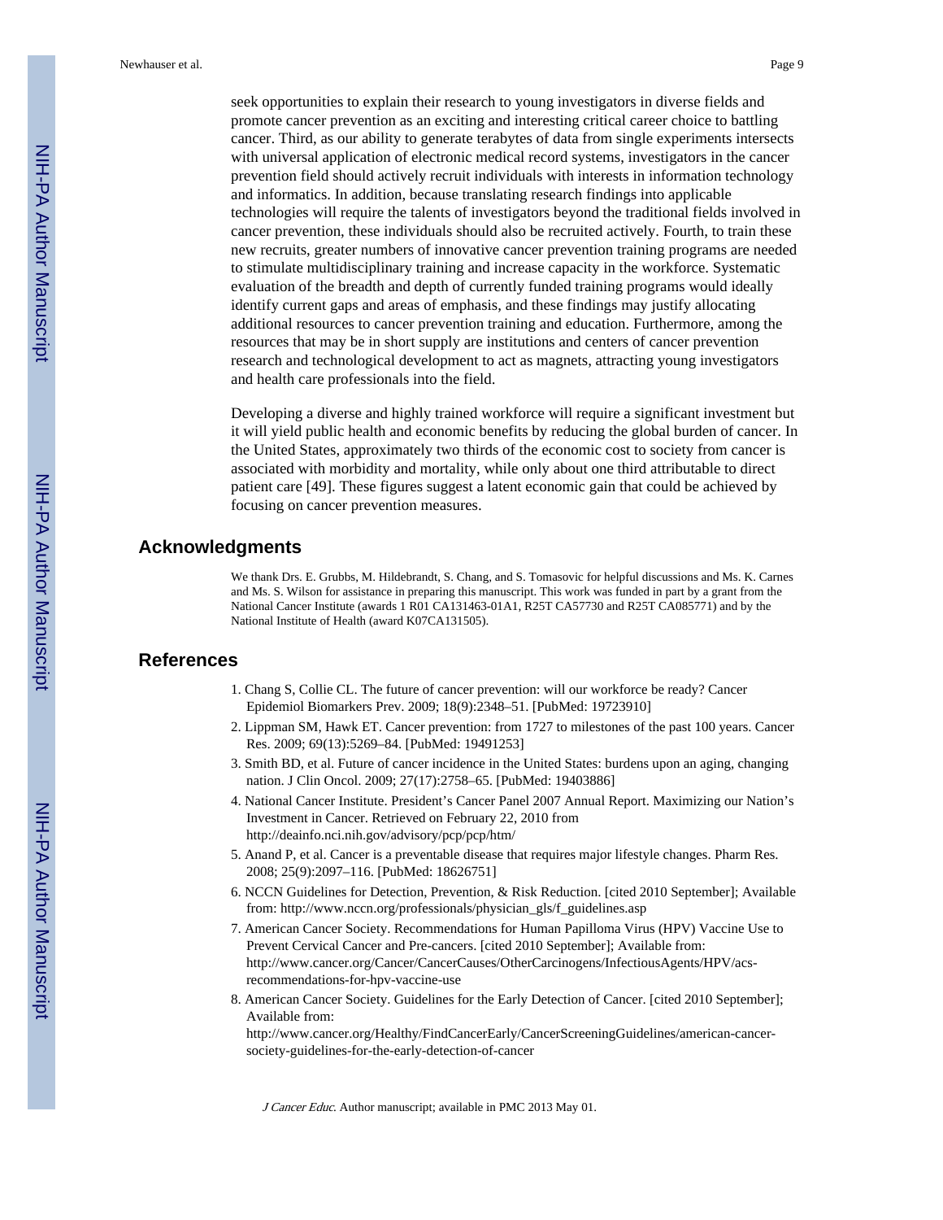seek opportunities to explain their research to young investigators in diverse fields and promote cancer prevention as an exciting and interesting critical career choice to battling cancer. Third, as our ability to generate terabytes of data from single experiments intersects with universal application of electronic medical record systems, investigators in the cancer prevention field should actively recruit individuals with interests in information technology and informatics. In addition, because translating research findings into applicable technologies will require the talents of investigators beyond the traditional fields involved in cancer prevention, these individuals should also be recruited actively. Fourth, to train these new recruits, greater numbers of innovative cancer prevention training programs are needed to stimulate multidisciplinary training and increase capacity in the workforce. Systematic evaluation of the breadth and depth of currently funded training programs would ideally identify current gaps and areas of emphasis, and these findings may justify allocating additional resources to cancer prevention training and education. Furthermore, among the resources that may be in short supply are institutions and centers of cancer prevention research and technological development to act as magnets, attracting young investigators and health care professionals into the field.

Developing a diverse and highly trained workforce will require a significant investment but it will yield public health and economic benefits by reducing the global burden of cancer. In the United States, approximately two thirds of the economic cost to society from cancer is associated with morbidity and mortality, while only about one third attributable to direct patient care [49]. These figures suggest a latent economic gain that could be achieved by focusing on cancer prevention measures.

## Acknowledgments

We thank Drs. E. Grubbs, M. Hildebrandt, S. Chang, and S. Tomasovic for helpful discussions and Ms. K. Carnes and Ms. S. Wilson for assistance in preparing this manuscript. This work was funded in part by a grant from the National Cancer Institute (awards 1 R01 CA131463-01A1, R25T CA57730 and R25T CA085771) and by the National Institute of Health (award K07CA131505).

## References

1. Chang S, Collie CL. The future of cancer prevention: will our workforce be ready? Cancer Epidemiol Biomarkers Prev. 2009; 18(9):2348–51. [PubMed: 19723910]
2. Lippman SM, Hawk ET. Cancer prevention: from 1727 to milestones of the past 100 years. Cancer Res. 2009; 69(13):5269–84. [PubMed: 19491253]
3. Smith BD, et al. Future of cancer incidence in the United States: burdens upon an aging, changing nation. J Clin Oncol. 2009; 27(17):2758–65. [PubMed: 19403886]
4. National Cancer Institute. President's Cancer Panel 2007 Annual Report. Maximizing our Nation's Investment in Cancer. Retrieved on February 22, 2010 from http://deainfo.nci.nih.gov/advisory/pcp/pcp/htm/
5. Anand P, et al. Cancer is a preventable disease that requires major lifestyle changes. Pharm Res. 2008; 25(9):2097–116. [PubMed: 18626751]
6. NCCN Guidelines for Detection, Prevention, & Risk Reduction. [cited 2010 September]; Available from: http://www.nccn.org/professionals/physician_gls/f_guidelines.asp
7. American Cancer Society. Recommendations for Human Papilloma Virus (HPV) Vaccine Use to Prevent Cervical Cancer and Pre-cancers. [cited 2010 September]; Available from: http://www.cancer.org/Cancer/CancerCauses/OtherCarcinogens/InfectiousAgents/HPV/acs-recommendations-for-hpv-vaccine-use
8. American Cancer Society. Guidelines for the Early Detection of Cancer. [cited 2010 September]; Available from: http://www.cancer.org/Healthy/FindCancerEarly/CancerScreeningGuidelines/american-cancer-society-guidelines-for-the-early-detection-of-cancer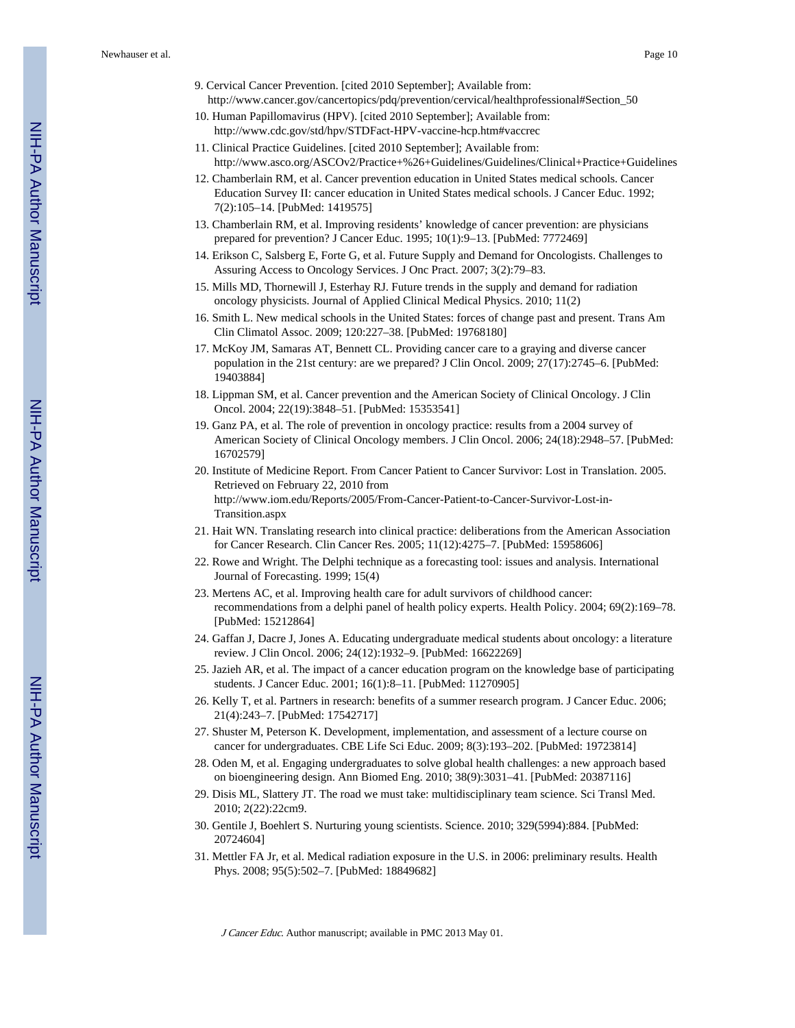9. Cervical Cancer Prevention. [cited 2010 September]; Available from: http://www.cancer.gov/cancertopics/pdq/prevention/cervical/healthprofessional#Section_50
10. Human Papillomavirus (HPV). [cited 2010 September]; Available from: http://www.cdc.gov/std/hpv/STDFact-HPV-vaccine-hcp.htm#vaccrec
11. Clinical Practice Guidelines. [cited 2010 September]; Available from: http://www.asco.org/ASCOv2/Practice+%26+Guidelines/Guidelines/Clinical+Practice+Guidelines
12. Chamberlain RM, et al. Cancer prevention education in United States medical schools. Cancer Education Survey II: cancer education in United States medical schools. J Cancer Educ. 1992; 7(2):105–14. [PubMed: 1419575]
13. Chamberlain RM, et al. Improving residents' knowledge of cancer prevention: are physicians prepared for prevention? J Cancer Educ. 1995; 10(1):9–13. [PubMed: 7772469]
14. Erikson C, Salsberg E, Forte G, et al. Future Supply and Demand for Oncologists. Challenges to Assuring Access to Oncology Services. J Onc Pract. 2007; 3(2):79–83.
15. Mills MD, Thornewill J, Esterhay RJ. Future trends in the supply and demand for radiation oncology physicists. Journal of Applied Clinical Medical Physics. 2010; 11(2)
16. Smith L. New medical schools in the United States: forces of change past and present. Trans Am Clin Climatol Assoc. 2009; 120:227–38. [PubMed: 19768180]
17. McKoy JM, Samaras AT, Bennett CL. Providing cancer care to a graying and diverse cancer population in the 21st century: are we prepared? J Clin Oncol. 2009; 27(17):2745–6. [PubMed: 19403884]
18. Lippman SM, et al. Cancer prevention and the American Society of Clinical Oncology. J Clin Oncol. 2004; 22(19):3848–51. [PubMed: 15353541]
19. Ganz PA, et al. The role of prevention in oncology practice: results from a 2004 survey of American Society of Clinical Oncology members. J Clin Oncol. 2006; 24(18):2948–57. [PubMed: 16702579]
20. Institute of Medicine Report. From Cancer Patient to Cancer Survivor: Lost in Translation. 2005. Retrieved on February 22, 2010 from http://www.iom.edu/Reports/2005/From-Cancer-Patient-to-Cancer-Survivor-Lost-in-Transition.aspx
21. Hait WN. Translating research into clinical practice: deliberations from the American Association for Cancer Research. Clin Cancer Res. 2005; 11(12):4275–7. [PubMed: 15958606]
22. Rowe and Wright. The Delphi technique as a forecasting tool: issues and analysis. International Journal of Forecasting. 1999; 15(4)
23. Mertens AC, et al. Improving health care for adult survivors of childhood cancer: recommendations from a delphi panel of health policy experts. Health Policy. 2004; 69(2):169–78. [PubMed: 15212864]
24. Gaffan J, Dacre J, Jones A. Educating undergraduate medical students about oncology: a literature review. J Clin Oncol. 2006; 24(12):1932–9. [PubMed: 16622269]
25. Jazieh AR, et al. The impact of a cancer education program on the knowledge base of participating students. J Cancer Educ. 2001; 16(1):8–11. [PubMed: 11270905]
26. Kelly T, et al. Partners in research: benefits of a summer research program. J Cancer Educ. 2006; 21(4):243–7. [PubMed: 17542717]
27. Shuster M, Peterson K. Development, implementation, and assessment of a lecture course on cancer for undergraduates. CBE Life Sci Educ. 2009; 8(3):193–202. [PubMed: 19723814]
28. Oden M, et al. Engaging undergraduates to solve global health challenges: a new approach based on bioengineering design. Ann Biomed Eng. 2010; 38(9):3031–41. [PubMed: 20387116]
29. Disis ML, Slattery JT. The road we must take: multidisciplinary team science. Sci Transl Med. 2010; 2(22):22cm9.
30. Gentile J, Boehlert S. Nurturing young scientists. Science. 2010; 329(5994):884. [PubMed: 20724604]
31. Mettler FA Jr, et al. Medical radiation exposure in the U.S. in 2006: preliminary results. Health Phys. 2008; 95(5):502–7. [PubMed: 18849682]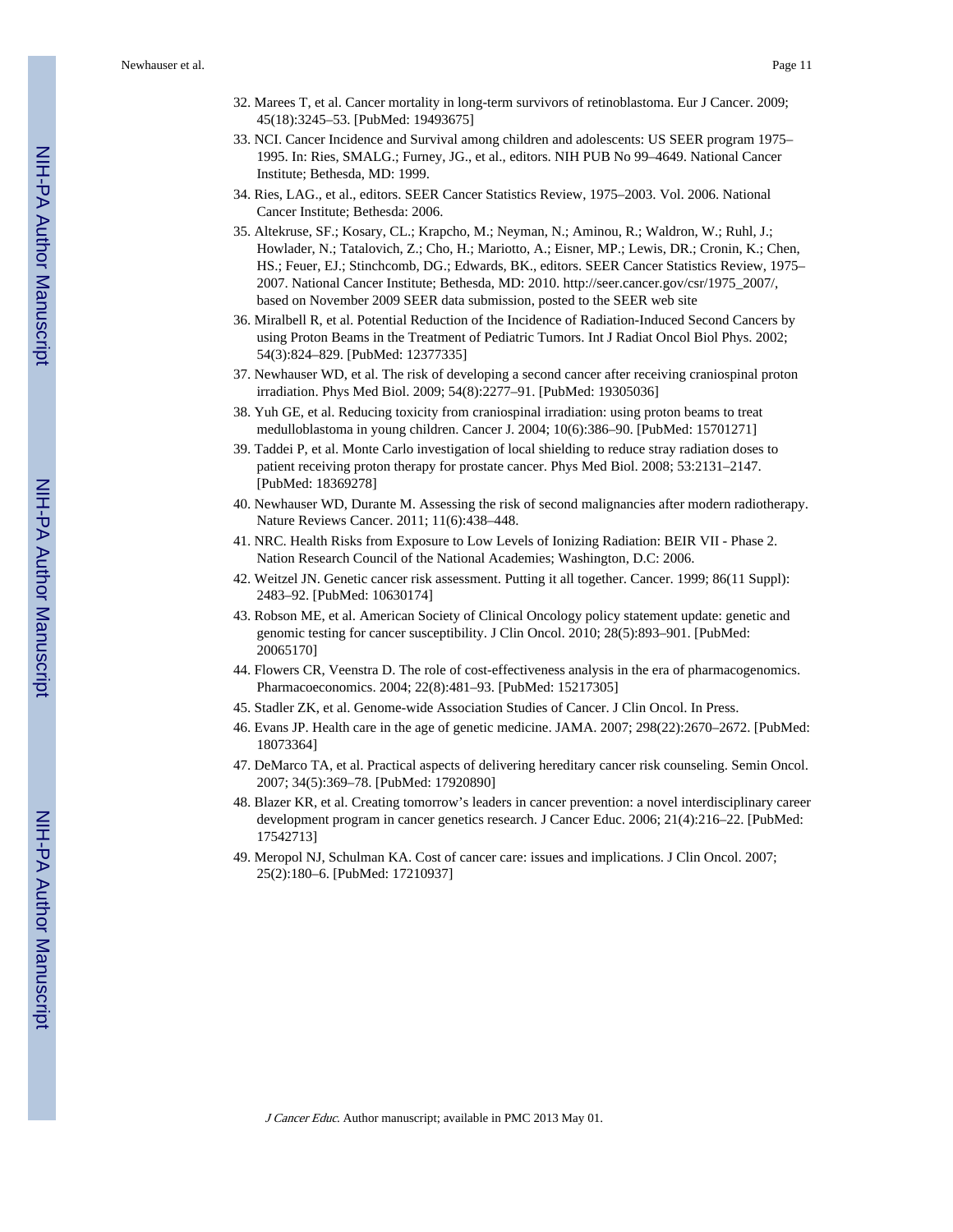32. Marees T, et al. Cancer mortality in long-term survivors of retinoblastoma. Eur J Cancer. 2009; 45(18):3245–53. [PubMed: 19493675]
33. NCI. Cancer Incidence and Survival among children and adolescents: US SEER program 1975–1995. In: Ries, SMALG.; Furney, JG., et al., editors. NIH PUB No 99–4649. National Cancer Institute; Bethesda, MD: 1999.
34. Ries, LAG., et al., editors. SEER Cancer Statistics Review, 1975–2003. Vol. 2006. National Cancer Institute; Bethesda: 2006.
35. Altekruse, SF.; Kosary, CL.; Krapcho, M.; Neyman, N.; Aminou, R.; Waldron, W.; Ruhl, J.; Howlader, N.; Tatalovich, Z.; Cho, H.; Mariotto, A.; Eisner, MP.; Lewis, DR.; Cronin, K.; Chen, HS.; Feuer, EJ.; Stinchcomb, DG.; Edwards, BK., editors. SEER Cancer Statistics Review, 1975–2007. National Cancer Institute; Bethesda, MD: 2010. http://seer.cancer.gov/csr/1975_2007/, based on November 2009 SEER data submission, posted to the SEER web site
36. Miralbell R, et al. Potential Reduction of the Incidence of Radiation-Induced Second Cancers by using Proton Beams in the Treatment of Pediatric Tumors. Int J Radiat Oncol Biol Phys. 2002; 54(3):824–829. [PubMed: 12377335]
37. Newhauser WD, et al. The risk of developing a second cancer after receiving craniospinal proton irradiation. Phys Med Biol. 2009; 54(8):2277–91. [PubMed: 19305036]
38. Yuh GE, et al. Reducing toxicity from craniospinal irradiation: using proton beams to treat medulloblastoma in young children. Cancer J. 2004; 10(6):386–90. [PubMed: 15701271]
39. Taddei P, et al. Monte Carlo investigation of local shielding to reduce stray radiation doses to patient receiving proton therapy for prostate cancer. Phys Med Biol. 2008; 53:2131–2147. [PubMed: 18369278]
40. Newhauser WD, Durante M. Assessing the risk of second malignancies after modern radiotherapy. Nature Reviews Cancer. 2011; 11(6):438–448.
41. NRC. Health Risks from Exposure to Low Levels of Ionizing Radiation: BEIR VII - Phase 2. Nation Research Council of the National Academies; Washington, D.C: 2006.
42. Weitzel JN. Genetic cancer risk assessment. Putting it all together. Cancer. 1999; 86(11 Suppl): 2483–92. [PubMed: 10630174]
43. Robson ME, et al. American Society of Clinical Oncology policy statement update: genetic and genomic testing for cancer susceptibility. J Clin Oncol. 2010; 28(5):893–901. [PubMed: 20065170]
44. Flowers CR, Veenstra D. The role of cost-effectiveness analysis in the era of pharmacogenomics. Pharmacoeconomics. 2004; 22(8):481–93. [PubMed: 15217305]
45. Stadler ZK, et al. Genome-wide Association Studies of Cancer. J Clin Oncol. In Press.
46. Evans JP. Health care in the age of genetic medicine. JAMA. 2007; 298(22):2670–2672. [PubMed: 18073364]
47. DeMarco TA, et al. Practical aspects of delivering hereditary cancer risk counseling. Semin Oncol. 2007; 34(5):369–78. [PubMed: 17920890]
48. Blazer KR, et al. Creating tomorrow's leaders in cancer prevention: a novel interdisciplinary career development program in cancer genetics research. J Cancer Educ. 2006; 21(4):216–22. [PubMed: 17542713]
49. Meropol NJ, Schulman KA. Cost of cancer care: issues and implications. J Clin Oncol. 2007; 25(2):180–6. [PubMed: 17210937]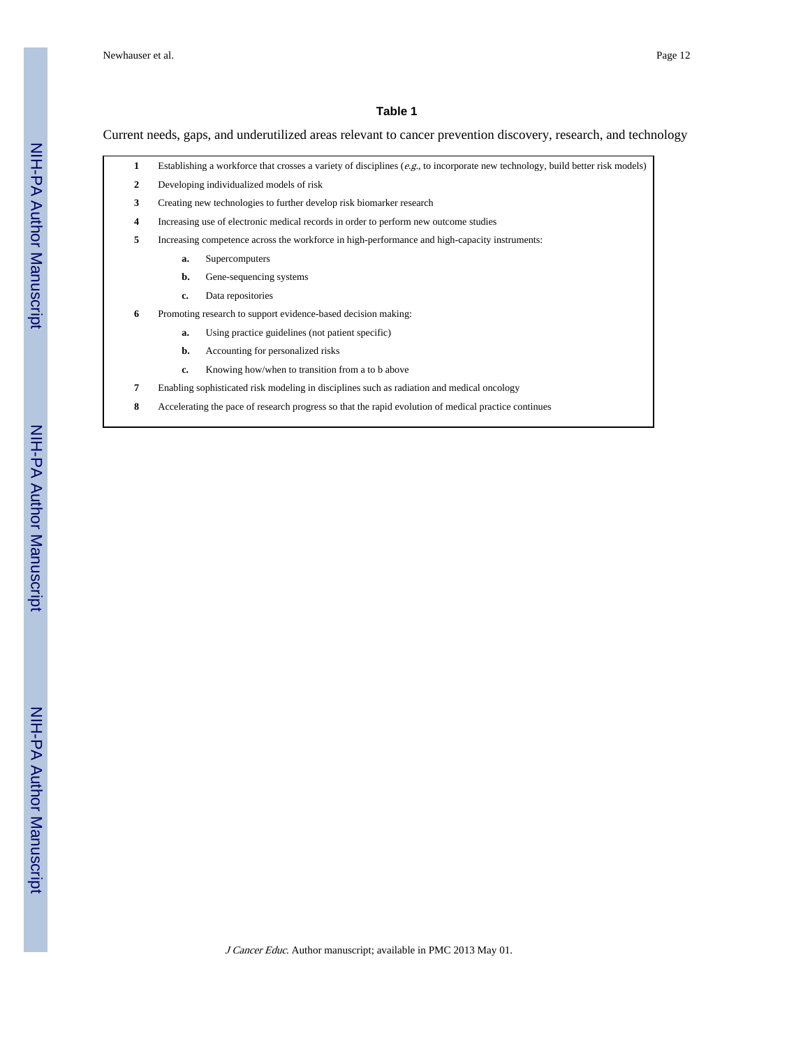**Table 1**

Current needs, gaps, and underutilized areas relevant to cancer prevention discovery, research, and technology

| | |
|---|---|
| **1** | Establishing a workforce that crosses a variety of disciplines (*e.g.*, to incorporate new technology, build better risk models) |
| **2** | Developing individualized models of risk |
| **3** | Creating new technologies to further develop risk biomarker research |
| **4** | Increasing use of electronic medical records in order to perform new outcome studies |
| **5** | Increasing competence across the workforce in high-performance and high-capacity instruments: |
| | **a.** Supercomputers |
| | **b.** Gene-sequencing systems |
| | **c.** Data repositories |
| **6** | Promoting research to support evidence-based decision making: |
| | **a.** Using practice guidelines (not patient specific) |
| | **b.** Accounting for personalized risks |
| | **c.** Knowing how/when to transition from a to b above |
| **7** | Enabling sophisticated risk modeling in disciplines such as radiation and medical oncology |
| **8** | Accelerating the pace of research progress so that the rapid evolution of medical practice continues |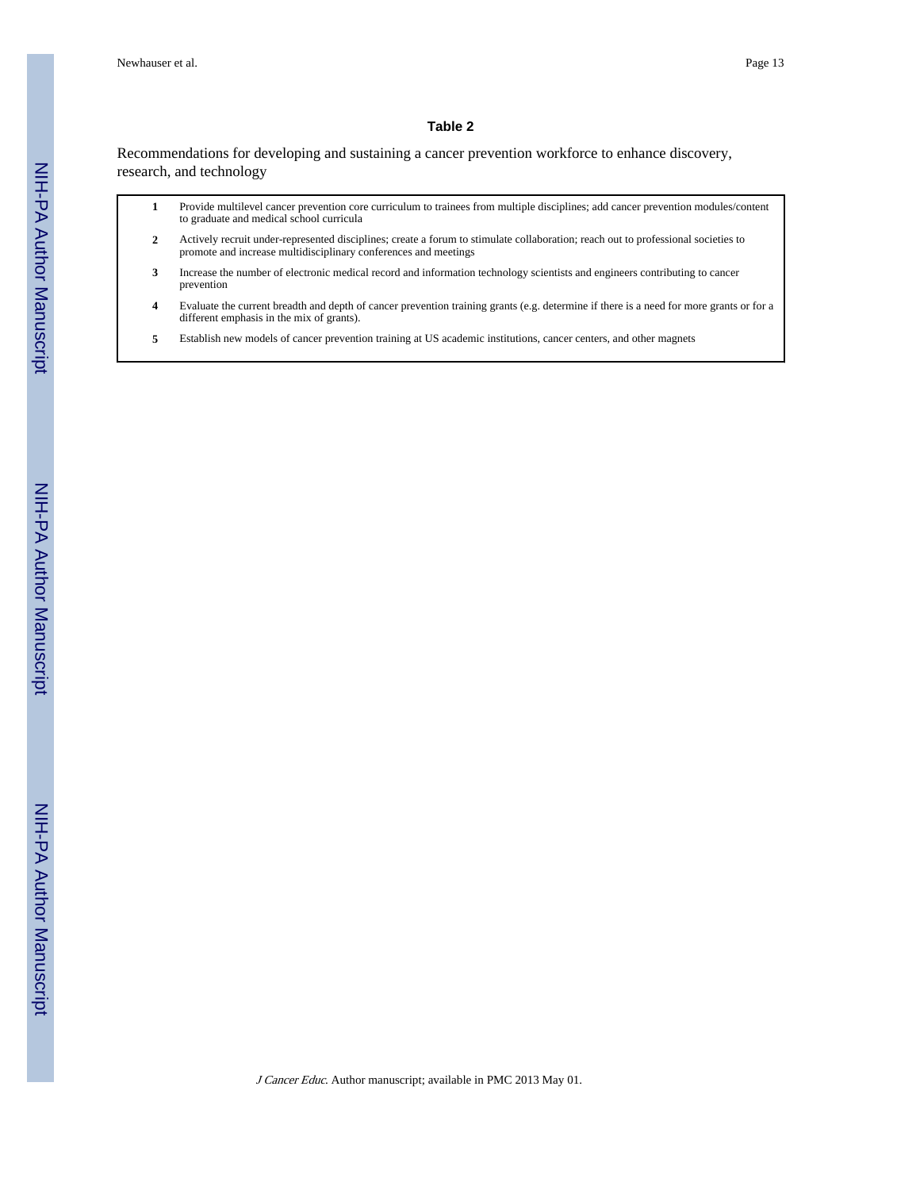**Table 2**

Recommendations for developing and sustaining a cancer prevention workforce to enhance discovery, research, and technology

| | |
|---|---|
| **1** | Provide multilevel cancer prevention core curriculum to trainees from multiple disciplines; add cancer prevention modules/content to graduate and medical school curricula |
| **2** | Actively recruit under-represented disciplines; create a forum to stimulate collaboration; reach out to professional societies to promote and increase multidisciplinary conferences and meetings |
| **3** | Increase the number of electronic medical record and information technology scientists and engineers contributing to cancer prevention |
| **4** | Evaluate the current breadth and depth of cancer prevention training grants (e.g. determine if there is a need for more grants or for a different emphasis in the mix of grants). |
| **5** | Establish new models of cancer prevention training at US academic institutions, cancer centers, and other magnets |